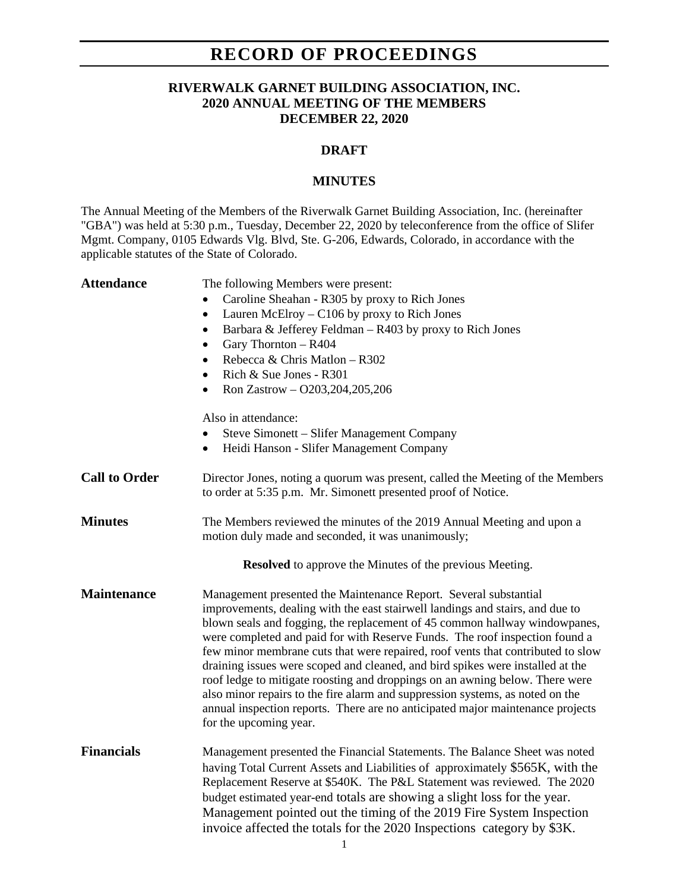# RECORD OF PROCEEDINGS

## RIVERWALK GARNET BUILDING ASSOCIATION, INC.
## 2020 ANNUAL MEETING OF THE MEMBERS
## DECEMBER 22, 2020

### DRAFT

### MINUTES

The Annual Meeting of the Members of the Riverwalk Garnet Building Association, Inc. (hereinafter "GBA") was held at 5:30 p.m., Tuesday, December 22, 2020 by teleconference from the office of Slifer Mgmt. Company, 0105 Edwards Vlg. Blvd, Ste. G-206, Edwards, Colorado, in accordance with the applicable statutes of the State of Colorado.

**Attendance**

The following Members were present:

- Caroline Sheahan - R305 by proxy to Rich Jones
- Lauren McElroy – C106 by proxy to Rich Jones
- Barbara & Jefferey Feldman – R403 by proxy to Rich Jones
- Gary Thornton – R404
- Rebecca & Chris Matlon – R302
- Rich & Sue Jones - R301
- Ron Zastrow – O203,204,205,206

Also in attendance:

- Steve Simonett – Slifer Management Company
- Heidi Hanson - Slifer Management Company

**Call to Order**

Director Jones, noting a quorum was present, called the Meeting of the Members to order at 5:35 p.m. Mr. Simonett presented proof of Notice.

**Minutes**

The Members reviewed the minutes of the 2019 Annual Meeting and upon a motion duly made and seconded, it was unanimously;

**Resolved** to approve the Minutes of the previous Meeting.

**Maintenance**

Management presented the Maintenance Report. Several substantial improvements, dealing with the east stairwell landings and stairs, and due to blown seals and fogging, the replacement of 45 common hallway windowpanes, were completed and paid for with Reserve Funds. The roof inspection found a few minor membrane cuts that were repaired, roof vents that contributed to slow draining issues were scoped and cleaned, and bird spikes were installed at the roof ledge to mitigate roosting and droppings on an awning below. There were also minor repairs to the fire alarm and suppression systems, as noted on the annual inspection reports. There are no anticipated major maintenance projects for the upcoming year.

**Financials**

Management presented the Financial Statements. The Balance Sheet was noted having Total Current Assets and Liabilities of approximately $565K, with the Replacement Reserve at $540K. The P&L Statement was reviewed. The 2020 budget estimated year-end totals are showing a slight loss for the year. Management pointed out the timing of the 2019 Fire System Inspection invoice affected the totals for the 2020 Inspections category by $3K.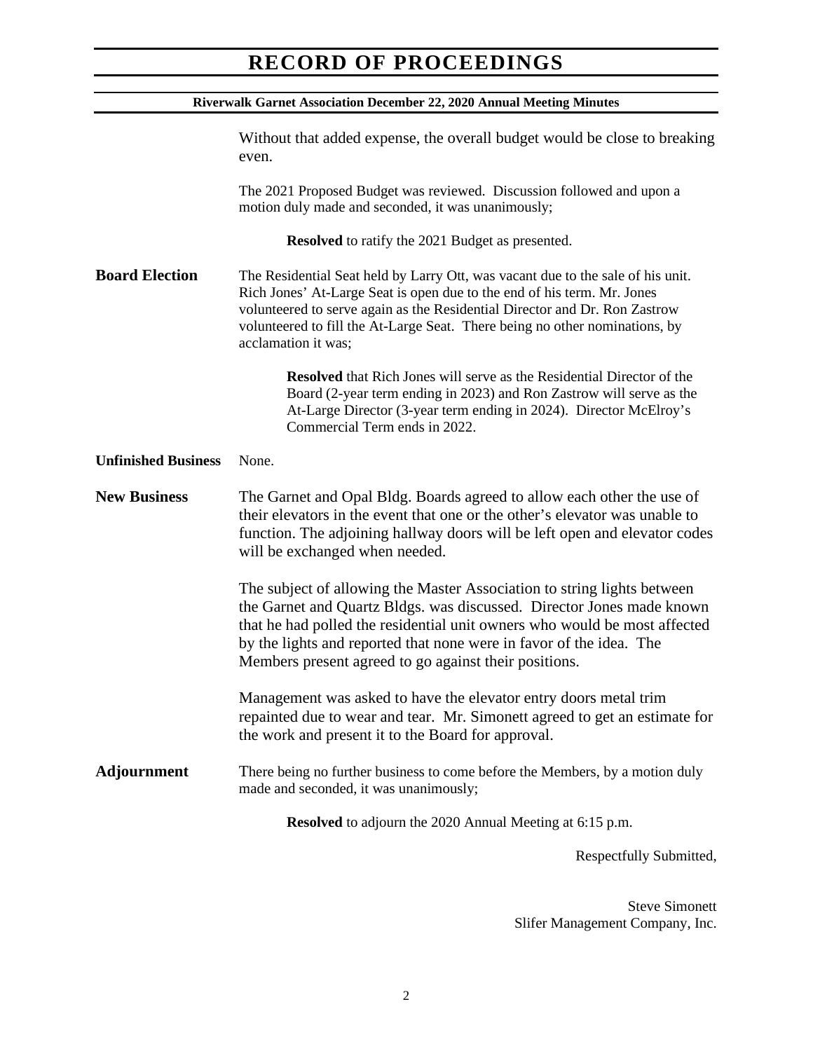Without that added expense, the overall budget would be close to breaking even.

The 2021 Proposed Budget was reviewed. Discussion followed and upon a motion duly made and seconded, it was unanimously;

**Resolved** to ratify the 2021 Budget as presented.

**Board Election**

The Residential Seat held by Larry Ott, was vacant due to the sale of his unit. Rich Jones' At-Large Seat is open due to the end of his term. Mr. Jones volunteered to serve again as the Residential Director and Dr. Ron Zastrow volunteered to fill the At-Large Seat. There being no other nominations, by acclamation it was;

**Resolved** that Rich Jones will serve as the Residential Director of the Board (2-year term ending in 2023) and Ron Zastrow will serve as the At-Large Director (3-year term ending in 2024). Director McElroy's Commercial Term ends in 2022.

**Unfinished Business**

None.

**New Business**

The Garnet and Opal Bldg. Boards agreed to allow each other the use of their elevators in the event that one or the other's elevator was unable to function. The adjoining hallway doors will be left open and elevator codes will be exchanged when needed.

The subject of allowing the Master Association to string lights between the Garnet and Quartz Bldgs. was discussed. Director Jones made known that he had polled the residential unit owners who would be most affected by the lights and reported that none were in favor of the idea. The Members present agreed to go against their positions.

Management was asked to have the elevator entry doors metal trim repainted due to wear and tear. Mr. Simonett agreed to get an estimate for the work and present it to the Board for approval.

**Adjournment**

There being no further business to come before the Members, by a motion duly made and seconded, it was unanimously;

**Resolved** to adjourn the 2020 Annual Meeting at 6:15 p.m.

Respectfully Submitted,

Steve Simonett
Slifer Management Company, Inc.